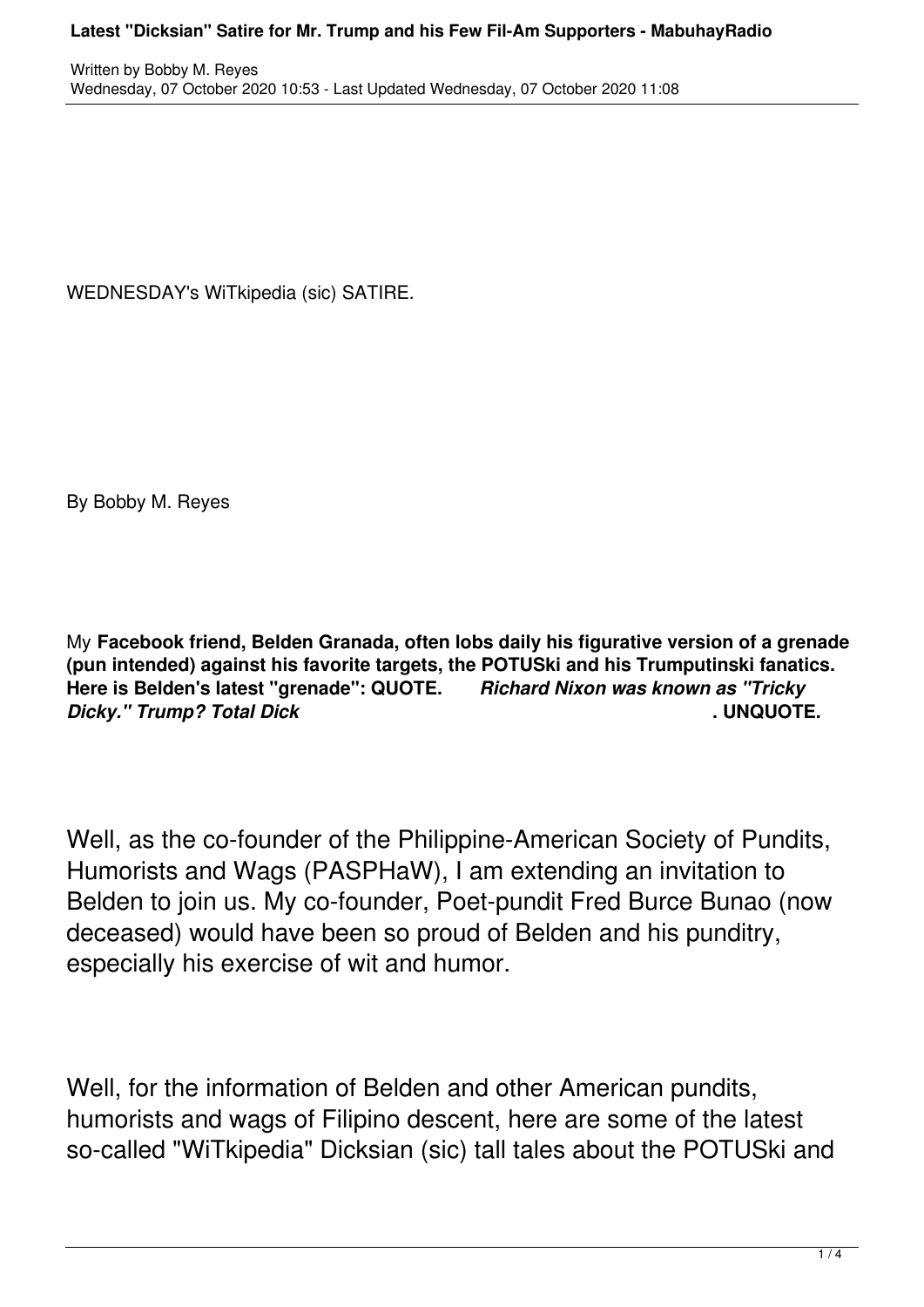WEDNESDAY's WiTkipedia (sic) SATIRE.

By Bobby M. Reyes

My **Facebook friend, Belden Granada, often lobs daily his figurative version of a grenade (pun intended) against his favorite targets, the POTUSki and his Trumputinski fanatics. Here is Belden's latest "grenade": QUOTE.** ***Richard Nixon was known as "Tricky Dicky." Trump? Total Dick*** **. UNQUOTE.**

Well, as the co-founder of the Philippine-American Society of Pundits, Humorists and Wags (PASPHaW), I am extending an invitation to Belden to join us. My co-founder, Poet-pundit Fred Burce Bunao (now deceased) would have been so proud of Belden and his punditry, especially his exercise of wit and humor.

Well, for the information of Belden and other American pundits, humorists and wags of Filipino descent, here are some of the latest so-called "WiTkipedia" Dicksian (sic) tall tales about the POTUSki and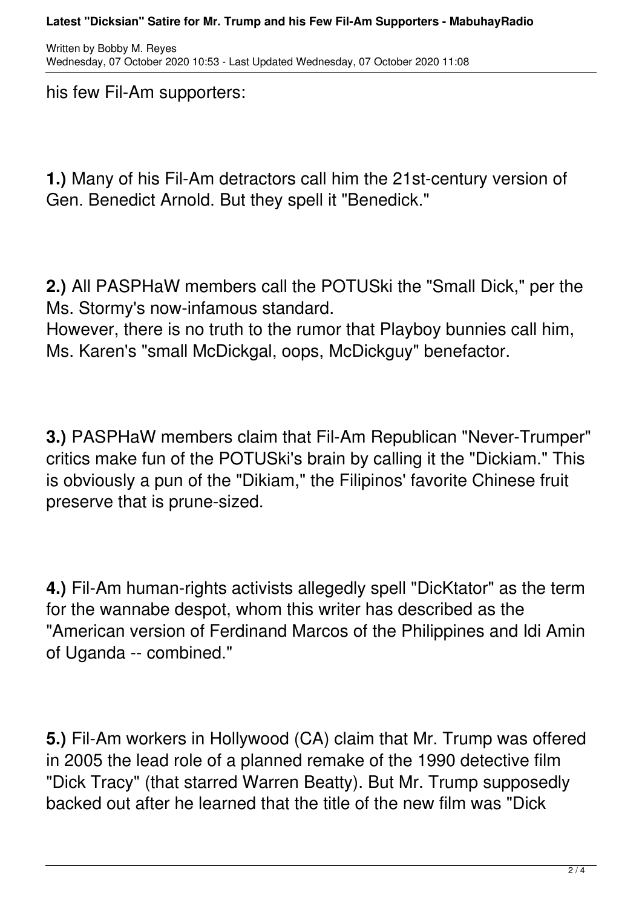his few Fil-Am supporters:

**1.)** Many of his Fil-Am detractors call him the 21st-century version of Gen. Benedict Arnold. But they spell it "Benedick."

**2.)** All PASPHaW members call the POTUSki the "Small Dick," per the Ms. Stormy's now-infamous standard.
However, there is no truth to the rumor that Playboy bunnies call him, Ms. Karen's "small McDickgal, oops, McDickguy" benefactor.

**3.)** PASPHaW members claim that Fil-Am Republican "Never-Trumper" critics make fun of the POTUSki's brain by calling it the "Dickiam." This is obviously a pun of the "Dikiam," the Filipinos' favorite Chinese fruit preserve that is prune-sized.

**4.)** Fil-Am human-rights activists allegedly spell "DicKtator" as the term for the wannabe despot, whom this writer has described as the "American version of Ferdinand Marcos of the Philippines and Idi Amin of Uganda -- combined."

**5.)** Fil-Am workers in Hollywood (CA) claim that Mr. Trump was offered in 2005 the lead role of a planned remake of the 1990 detective film "Dick Tracy" (that starred Warren Beatty). But Mr. Trump supposedly backed out after he learned that the title of the new film was "Dick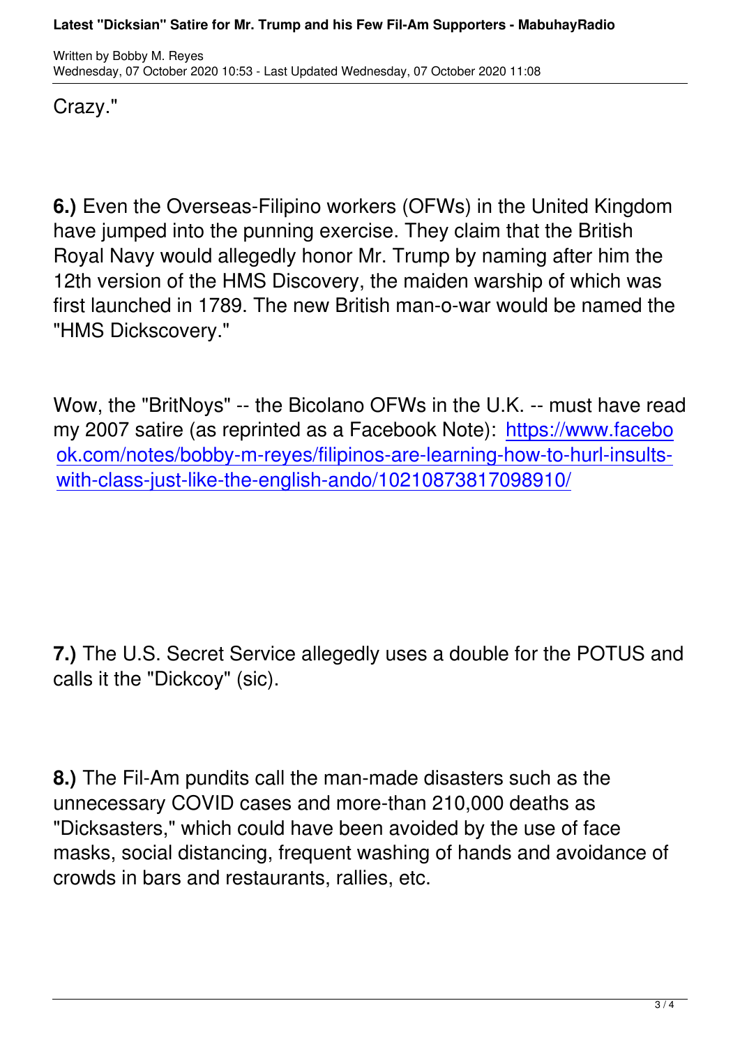Crazy."

**6.)** Even the Overseas-Filipino workers (OFWs) in the United Kingdom have jumped into the punning exercise. They claim that the British Royal Navy would allegedly honor Mr. Trump by naming after him the 12th version of the HMS Discovery, the maiden warship of which was first launched in 1789. The new British man-o-war would be named the "HMS Dickscovery."

Wow, the "BritNoys" -- the Bicolano OFWs in the U.K. -- must have read my 2007 satire (as reprinted as a Facebook Note): https://www.facebook.com/notes/bobby-m-reyes/filipinos-are-learning-how-to-hurl-insults-with-class-just-like-the-english-ando/10210873817098910/

**7.)** The U.S. Secret Service allegedly uses a double for the POTUS and calls it the "Dickcoy" (sic).

**8.)** The Fil-Am pundits call the man-made disasters such as the unnecessary COVID cases and more-than 210,000 deaths as "Dicksasters," which could have been avoided by the use of face masks, social distancing, frequent washing of hands and avoidance of crowds in bars and restaurants, rallies, etc.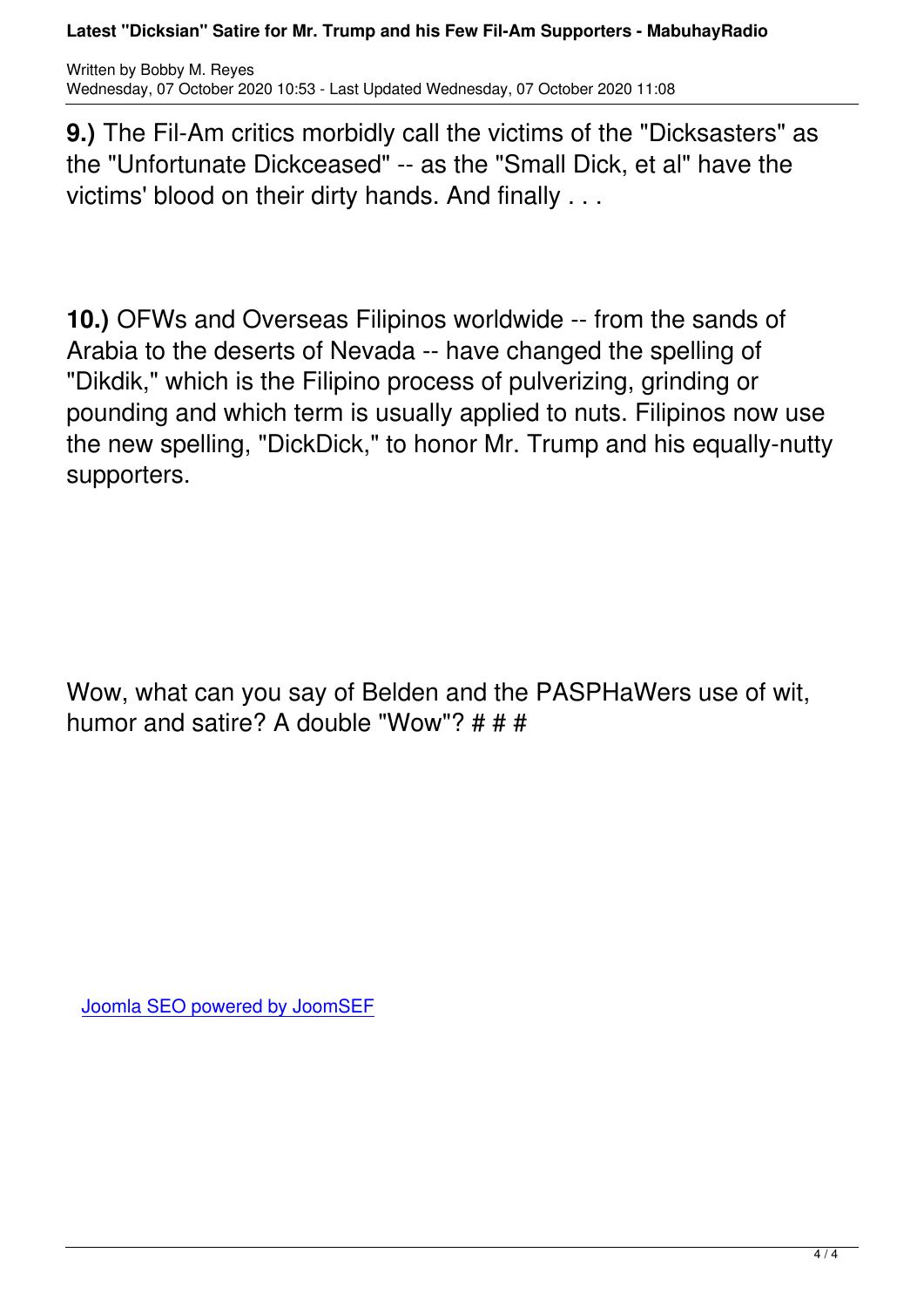**9.)** The Fil-Am critics morbidly call the victims of the "Dicksasters" as the "Unfortunate Dickceased" -- as the "Small Dick, et al" have the victims' blood on their dirty hands. And finally . . .

**10.)** OFWs and Overseas Filipinos worldwide -- from the sands of Arabia to the deserts of Nevada -- have changed the spelling of "Dikdik," which is the Filipino process of pulverizing, grinding or pounding and which term is usually applied to nuts. Filipinos now use the new spelling, "DickDick," to honor Mr. Trump and his equally-nutty supporters.

Wow, what can you say of Belden and the PASPHaWers use of wit, humor and satire? A double "Wow"? # # #

Joomla SEO powered by JoomSEF